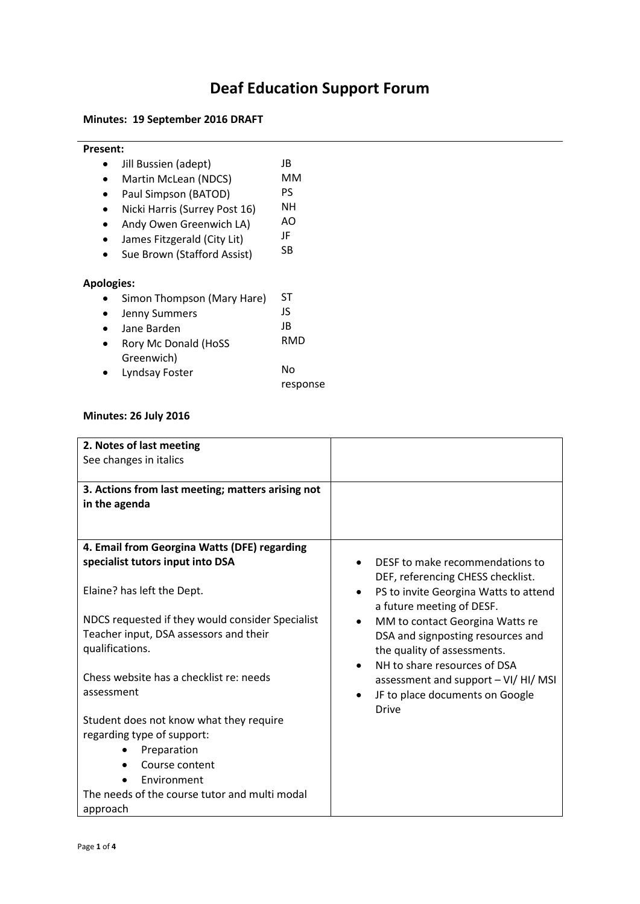# Deaf Education Support Forum

**Minutes: 19 September 2016 DRAFT**

**Present:**

- Jill Bussien (adept) — JB
- Martin McLean (NDCS) — MM
- Paul Simpson (BATOD) — PS
- Nicki Harris (Surrey Post 16) — NH
- Andy Owen Greenwich LA) — AO
- James Fitzgerald (City Lit) — JF
- Sue Brown (Stafford Assist) — SB

**Apologies:**

- Simon Thompson (Mary Hare) — ST
- Jenny Summers — JS
- Jane Barden — JB
- Rory Mc Donald (HoSS Greenwich) — RMD
- Lyndsay Foster — No response

**Minutes: 26 July 2016**

| | |
|---|---|
| **2. Notes of last meeting**<br>See changes in italics | |
| **3. Actions from last meeting; matters arising not in the agenda** | |
| **4. Email from Georgina Watts (DFE) regarding specialist tutors input into DSA**<br><br>Elaine? has left the Dept.<br><br>NDCS requested if they would consider Specialist Teacher input, DSA assessors and their qualifications.<br><br>Chess website has a checklist re: needs assessment<br><br>Student does not know what they require regarding type of support:<br>• Preparation<br>• Course content<br>• Environment<br>The needs of the course tutor and multi modal approach | • DESF to make recommendations to DEF, referencing CHESS checklist.<br>• PS to invite Georgina Watts to attend a future meeting of DESF.<br>• MM to contact Georgina Watts re DSA and signposting resources and the quality of assessments.<br>• NH to share resources of DSA assessment and support – VI/ HI/ MSI<br>• JF to place documents on Google Drive |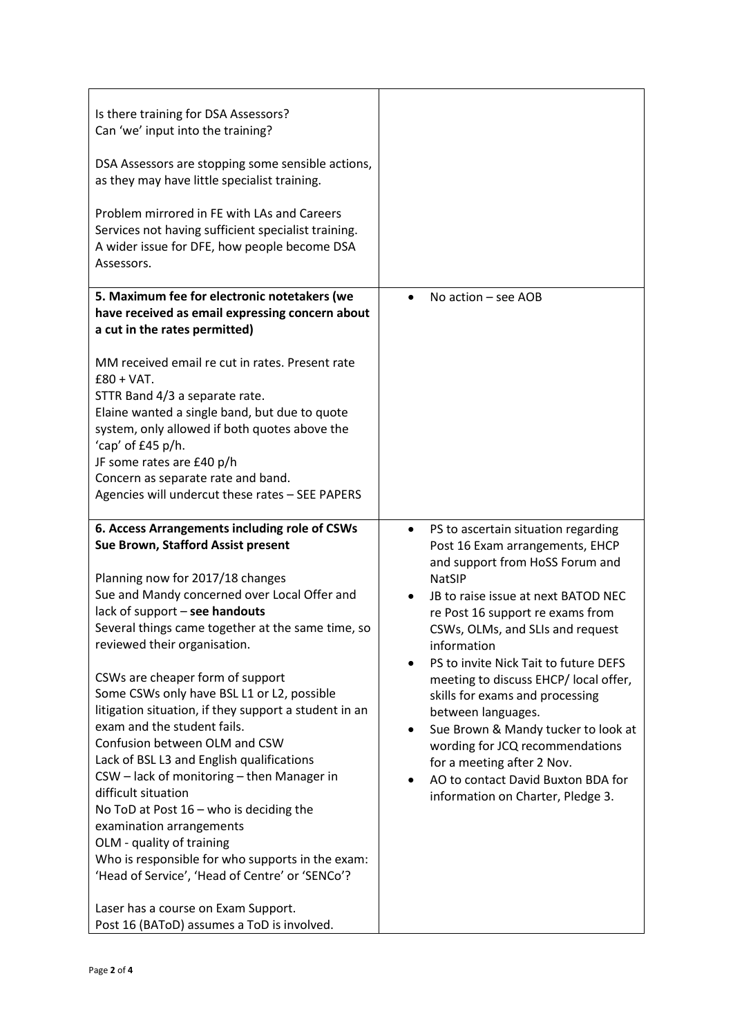| | |
|---|---|
| Is there training for DSA Assessors?<br>Can 'we' input into the training?<br><br>DSA Assessors are stopping some sensible actions, as they may have little specialist training.<br><br>Problem mirrored in FE with LAs and Careers Services not having sufficient specialist training. A wider issue for DFE, how people become DSA Assessors. | |
| **5. Maximum fee for electronic notetakers (we have received as email expressing concern about a cut in the rates permitted)**<br><br>MM received email re cut in rates. Present rate £80 + VAT.<br>STTR Band 4/3 a separate rate.<br>Elaine wanted a single band, but due to quote system, only allowed if both quotes above the 'cap' of £45 p/h.<br>JF some rates are £40 p/h<br>Concern as separate rate and band.<br>Agencies will undercut these rates – SEE PAPERS | • No action – see AOB |
| **6. Access Arrangements including role of CSWs Sue Brown, Stafford Assist present**<br><br>Planning now for 2017/18 changes<br>Sue and Mandy concerned over Local Offer and lack of support – **see handouts**<br>Several things came together at the same time, so reviewed their organisation.<br><br>CSWs are cheaper form of support<br>Some CSWs only have BSL L1 or L2, possible litigation situation, if they support a student in an exam and the student fails.<br>Confusion between OLM and CSW<br>Lack of BSL L3 and English qualifications<br>CSW – lack of monitoring – then Manager in difficult situation<br>No ToD at Post 16 – who is deciding the examination arrangements<br>OLM - quality of training<br>Who is responsible for who supports in the exam: 'Head of Service', 'Head of Centre' or 'SENCo'?<br><br>Laser has a course on Exam Support.<br>Post 16 (BAToD) assumes a ToD is involved. | • PS to ascertain situation regarding Post 16 Exam arrangements, EHCP and support from HoSS Forum and NatSIP<br>• JB to raise issue at next BATOD NEC re Post 16 support re exams from CSWs, OLMs, and SLIs and request information<br>• PS to invite Nick Tait to future DEFS meeting to discuss EHCP/ local offer, skills for exams and processing between languages.<br>• Sue Brown & Mandy tucker to look at wording for JCQ recommendations for a meeting after 2 Nov.<br>• AO to contact David Buxton BDA for information on Charter, Pledge 3. |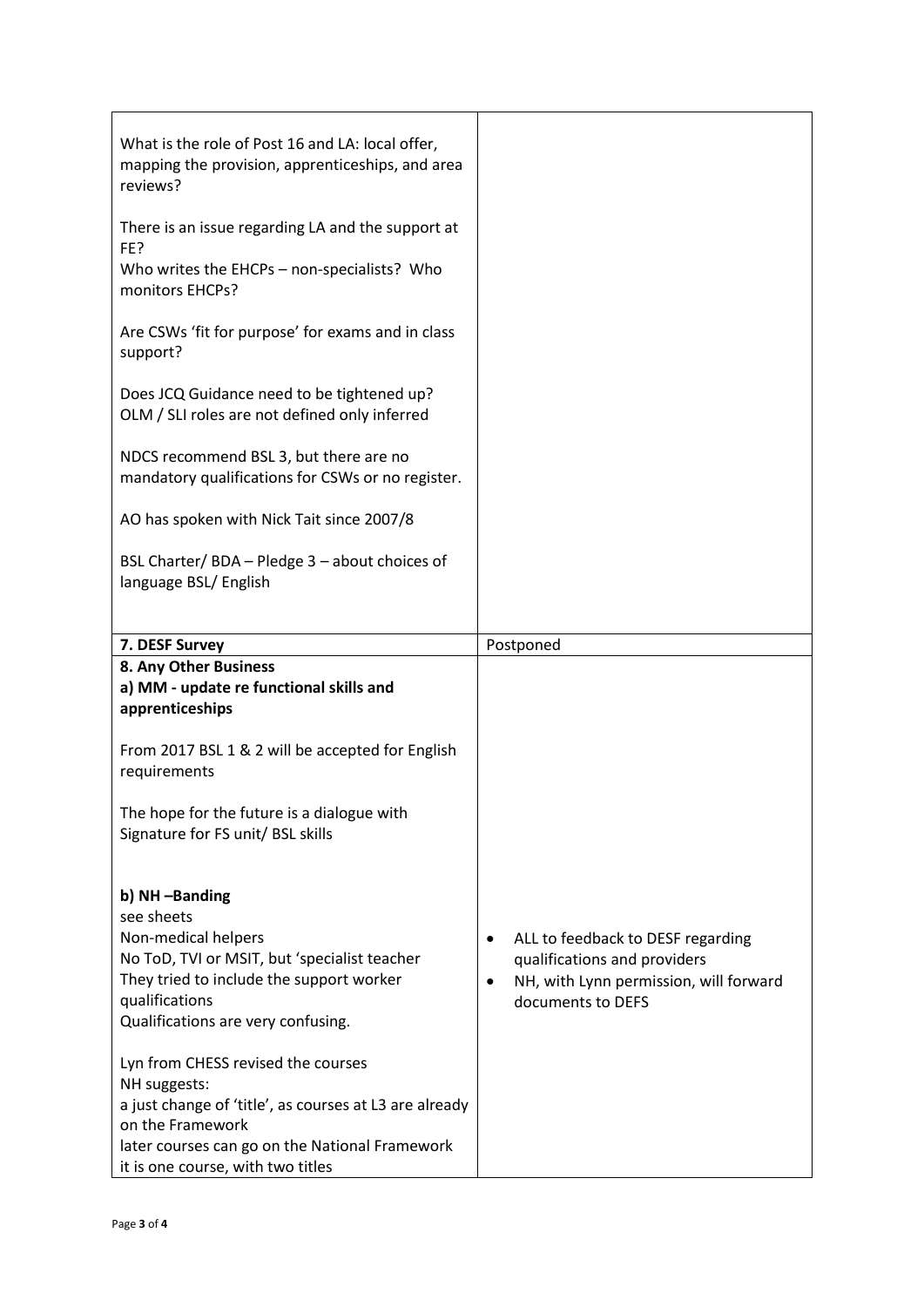| | |
|---|---|
| What is the role of Post 16 and LA: local offer, mapping the provision, apprenticeships, and area reviews?<br><br>There is an issue regarding LA and the support at FE?<br>Who writes the EHCPs – non-specialists? Who monitors EHCPs?<br><br>Are CSWs 'fit for purpose' for exams and in class support?<br><br>Does JCQ Guidance need to be tightened up?<br>OLM / SLI roles are not defined only inferred<br><br>NDCS recommend BSL 3, but there are no mandatory qualifications for CSWs or no register.<br><br>AO has spoken with Nick Tait since 2007/8<br><br>BSL Charter/ BDA – Pledge 3 – about choices of language BSL/ English | |
| **7. DESF Survey** | Postponed |
| **8. Any Other Business**<br>**a) MM - update re functional skills and apprenticeships**<br><br>From 2017 BSL 1 & 2 will be accepted for English requirements<br><br>The hope for the future is a dialogue with Signature for FS unit/ BSL skills<br><br><br>**b) NH –Banding**<br>see sheets<br>Non-medical helpers<br>No ToD, TVI or MSIT, but 'specialist teacher<br>They tried to include the support worker qualifications<br>Qualifications are very confusing.<br><br>Lyn from CHESS revised the courses<br>NH suggests:<br>a just change of 'title', as courses at L3 are already on the Framework<br>later courses can go on the National Framework<br>it is one course, with two titles | • ALL to feedback to DESF regarding qualifications and providers<br>• NH, with Lynn permission, will forward documents to DEFS |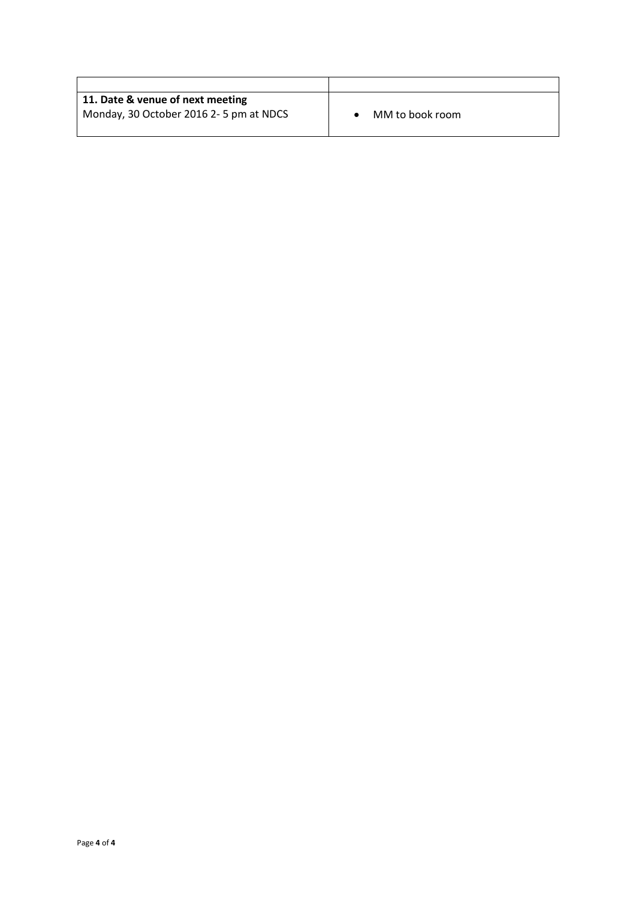| | |
|---|---|
| **11. Date & venue of next meeting**<br>Monday, 30 October 2016 2- 5 pm at NDCS | • MM to book room |